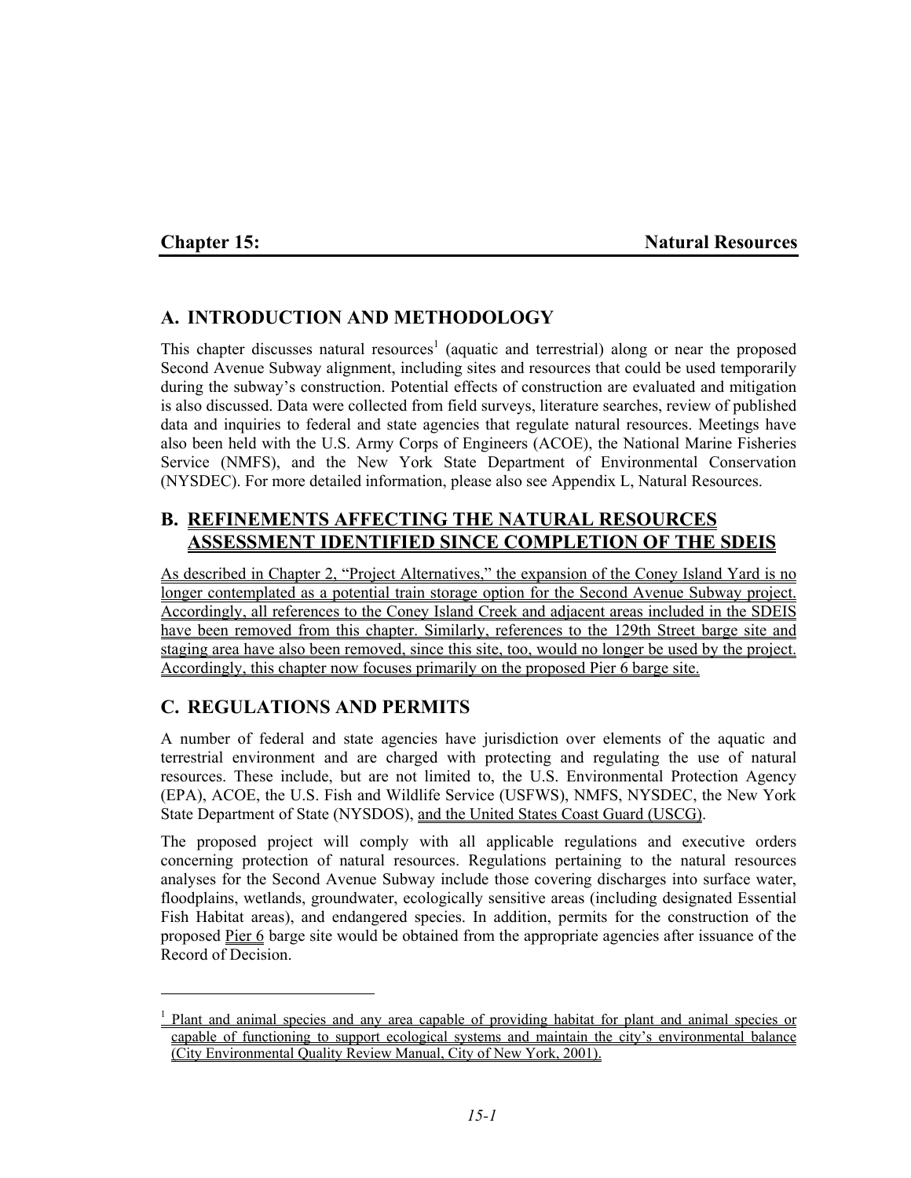# Chapter 15: Natural Resources

## A. INTRODUCTION AND METHODOLOGY

This chapter discusses natural resources[1] (aquatic and terrestrial) along or near the proposed Second Avenue Subway alignment, including sites and resources that could be used temporarily during the subway's construction. Potential effects of construction are evaluated and mitigation is also discussed. Data were collected from field surveys, literature searches, review of published data and inquiries to federal and state agencies that regulate natural resources. Meetings have also been held with the U.S. Army Corps of Engineers (ACOE), the National Marine Fisheries Service (NMFS), and the New York State Department of Environmental Conservation (NYSDEC). For more detailed information, please also see Appendix L, Natural Resources.

## B. REFINEMENTS AFFECTING THE NATURAL RESOURCES ASSESSMENT IDENTIFIED SINCE COMPLETION OF THE SDEIS

As described in Chapter 2, "Project Alternatives," the expansion of the Coney Island Yard is no longer contemplated as a potential train storage option for the Second Avenue Subway project. Accordingly, all references to the Coney Island Creek and adjacent areas included in the SDEIS have been removed from this chapter. Similarly, references to the 129th Street barge site and staging area have also been removed, since this site, too, would no longer be used by the project. Accordingly, this chapter now focuses primarily on the proposed Pier 6 barge site.

## C. REGULATIONS AND PERMITS

A number of federal and state agencies have jurisdiction over elements of the aquatic and terrestrial environment and are charged with protecting and regulating the use of natural resources. These include, but are not limited to, the U.S. Environmental Protection Agency (EPA), ACOE, the U.S. Fish and Wildlife Service (USFWS), NMFS, NYSDEC, the New York State Department of State (NYSDOS), and the United States Coast Guard (USCG).

The proposed project will comply with all applicable regulations and executive orders concerning protection of natural resources. Regulations pertaining to the natural resources analyses for the Second Avenue Subway include those covering discharges into surface water, floodplains, wetlands, groundwater, ecologically sensitive areas (including designated Essential Fish Habitat areas), and endangered species. In addition, permits for the construction of the proposed Pier 6 barge site would be obtained from the appropriate agencies after issuance of the Record of Decision.

---

[1] Plant and animal species and any area capable of providing habitat for plant and animal species or capable of functioning to support ecological systems and maintain the city's environmental balance (City Environmental Quality Review Manual, City of New York, 2001).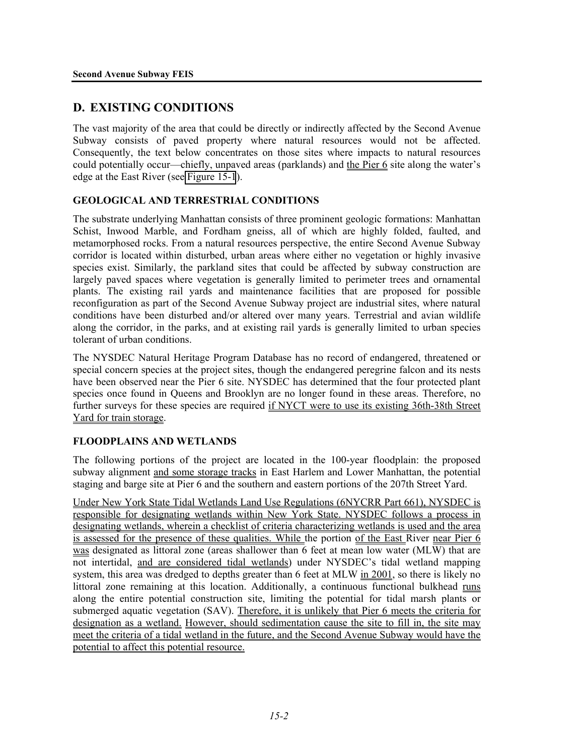## D. EXISTING CONDITIONS

The vast majority of the area that could be directly or indirectly affected by the Second Avenue Subway consists of paved property where natural resources would not be affected. Consequently, the text below concentrates on those sites where impacts to natural resources could potentially occur—chiefly, unpaved areas (parklands) and the Pier 6 site along the water's edge at the East River (see Figure 15-1).

### GEOLOGICAL AND TERRESTRIAL CONDITIONS

The substrate underlying Manhattan consists of three prominent geologic formations: Manhattan Schist, Inwood Marble, and Fordham gneiss, all of which are highly folded, faulted, and metamorphosed rocks. From a natural resources perspective, the entire Second Avenue Subway corridor is located within disturbed, urban areas where either no vegetation or highly invasive species exist. Similarly, the parkland sites that could be affected by subway construction are largely paved spaces where vegetation is generally limited to perimeter trees and ornamental plants. The existing rail yards and maintenance facilities that are proposed for possible reconfiguration as part of the Second Avenue Subway project are industrial sites, where natural conditions have been disturbed and/or altered over many years. Terrestrial and avian wildlife along the corridor, in the parks, and at existing rail yards is generally limited to urban species tolerant of urban conditions.

The NYSDEC Natural Heritage Program Database has no record of endangered, threatened or special concern species at the project sites, though the endangered peregrine falcon and its nests have been observed near the Pier 6 site. NYSDEC has determined that the four protected plant species once found in Queens and Brooklyn are no longer found in these areas. Therefore, no further surveys for these species are required if NYCT were to use its existing 36th-38th Street Yard for train storage.

### FLOODPLAINS AND WETLANDS

The following portions of the project are located in the 100-year floodplain: the proposed subway alignment and some storage tracks in East Harlem and Lower Manhattan, the potential staging and barge site at Pier 6 and the southern and eastern portions of the 207th Street Yard.

Under New York State Tidal Wetlands Land Use Regulations (6NYCRR Part 661), NYSDEC is responsible for designating wetlands within New York State. NYSDEC follows a process in designating wetlands, wherein a checklist of criteria characterizing wetlands is used and the area is assessed for the presence of these qualities. While the portion of the East River near Pier 6 was designated as littoral zone (areas shallower than 6 feet at mean low water (MLW) that are not intertidal, and are considered tidal wetlands) under NYSDEC's tidal wetland mapping system, this area was dredged to depths greater than 6 feet at MLW in 2001, so there is likely no littoral zone remaining at this location. Additionally, a continuous functional bulkhead runs along the entire potential construction site, limiting the potential for tidal marsh plants or submerged aquatic vegetation (SAV). Therefore, it is unlikely that Pier 6 meets the criteria for designation as a wetland. However, should sedimentation cause the site to fill in, the site may meet the criteria of a tidal wetland in the future, and the Second Avenue Subway would have the potential to affect this potential resource.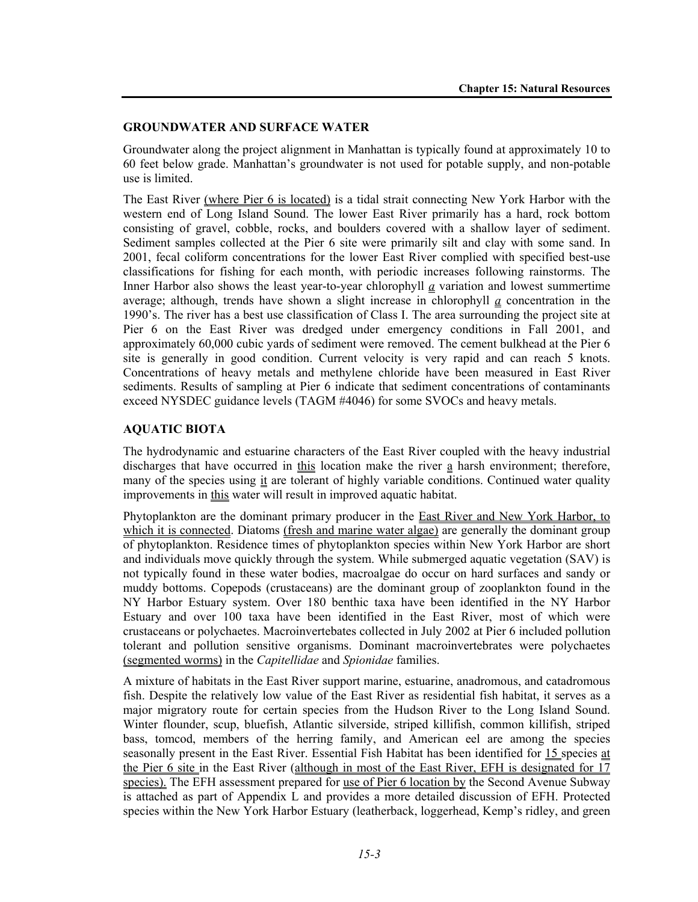## GROUNDWATER AND SURFACE WATER

Groundwater along the project alignment in Manhattan is typically found at approximately 10 to 60 feet below grade. Manhattan's groundwater is not used for potable supply, and non-potable use is limited.

The East River (where Pier 6 is located) is a tidal strait connecting New York Harbor with the western end of Long Island Sound. The lower East River primarily has a hard, rock bottom consisting of gravel, cobble, rocks, and boulders covered with a shallow layer of sediment. Sediment samples collected at the Pier 6 site were primarily silt and clay with some sand. In 2001, fecal coliform concentrations for the lower East River complied with specified best-use classifications for fishing for each month, with periodic increases following rainstorms. The Inner Harbor also shows the least year-to-year chlorophyll *a* variation and lowest summertime average; although, trends have shown a slight increase in chlorophyll *a* concentration in the 1990's. The river has a best use classification of Class I. The area surrounding the project site at Pier 6 on the East River was dredged under emergency conditions in Fall 2001, and approximately 60,000 cubic yards of sediment were removed. The cement bulkhead at the Pier 6 site is generally in good condition. Current velocity is very rapid and can reach 5 knots. Concentrations of heavy metals and methylene chloride have been measured in East River sediments. Results of sampling at Pier 6 indicate that sediment concentrations of contaminants exceed NYSDEC guidance levels (TAGM #4046) for some SVOCs and heavy metals.

## AQUATIC BIOTA

The hydrodynamic and estuarine characters of the East River coupled with the heavy industrial discharges that have occurred in this location make the river a harsh environment; therefore, many of the species using it are tolerant of highly variable conditions. Continued water quality improvements in this water will result in improved aquatic habitat.

Phytoplankton are the dominant primary producer in the East River and New York Harbor, to which it is connected. Diatoms (fresh and marine water algae) are generally the dominant group of phytoplankton. Residence times of phytoplankton species within New York Harbor are short and individuals move quickly through the system. While submerged aquatic vegetation (SAV) is not typically found in these water bodies, macroalgae do occur on hard surfaces and sandy or muddy bottoms. Copepods (crustaceans) are the dominant group of zooplankton found in the NY Harbor Estuary system. Over 180 benthic taxa have been identified in the NY Harbor Estuary and over 100 taxa have been identified in the East River, most of which were crustaceans or polychaetes. Macroinvertebates collected in July 2002 at Pier 6 included pollution tolerant and pollution sensitive organisms. Dominant macroinvertebrates were polychaetes (segmented worms) in the *Capitellidae* and *Spionidae* families.

A mixture of habitats in the East River support marine, estuarine, anadromous, and catadromous fish. Despite the relatively low value of the East River as residential fish habitat, it serves as a major migratory route for certain species from the Hudson River to the Long Island Sound. Winter flounder, scup, bluefish, Atlantic silverside, striped killifish, common killifish, striped bass, tomcod, members of the herring family, and American eel are among the species seasonally present in the East River. Essential Fish Habitat has been identified for 15 species at the Pier 6 site in the East River (although in most of the East River, EFH is designated for 17 species). The EFH assessment prepared for use of Pier 6 location by the Second Avenue Subway is attached as part of Appendix L and provides a more detailed discussion of EFH. Protected species within the New York Harbor Estuary (leatherback, loggerhead, Kemp's ridley, and green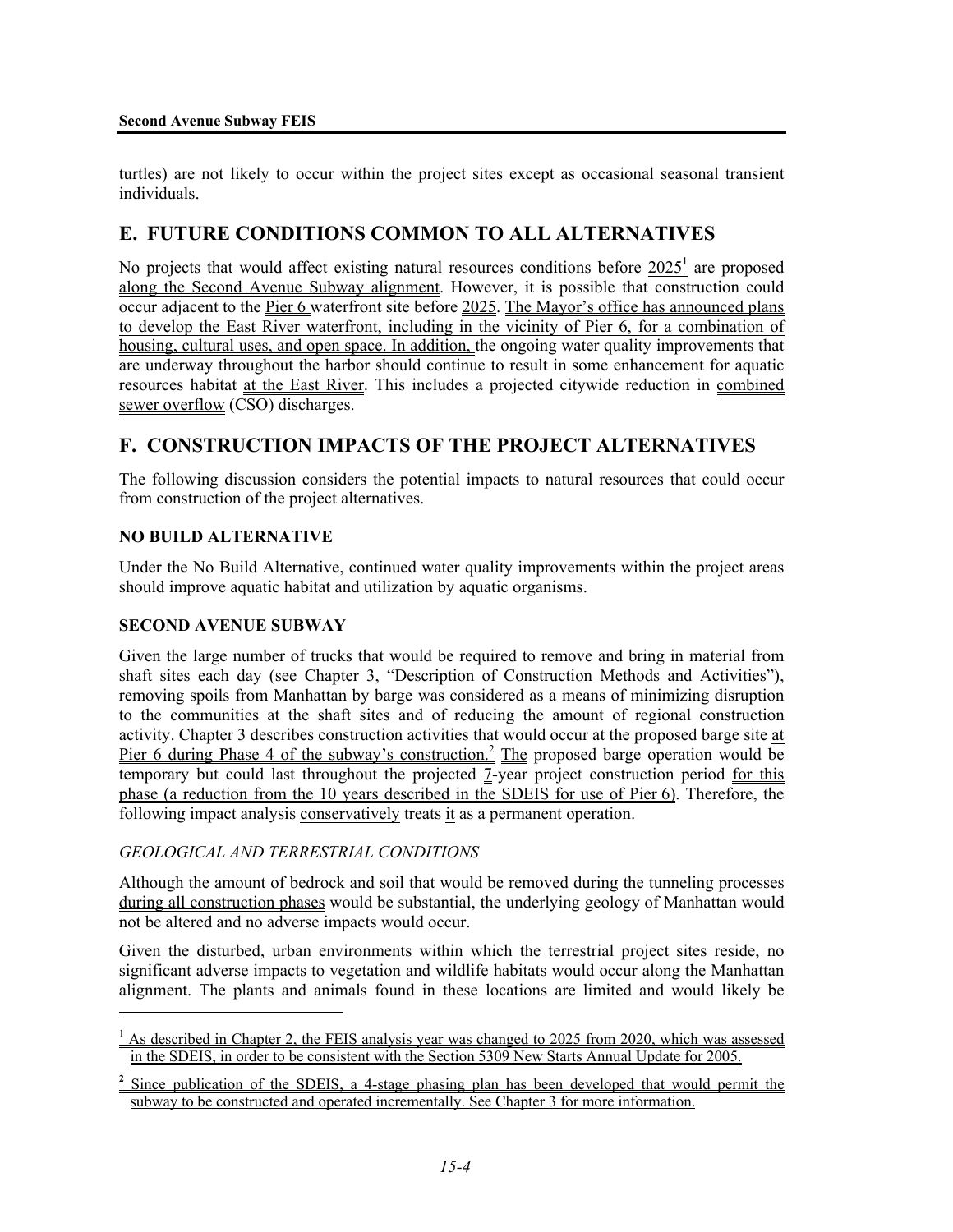turtles) are not likely to occur within the project sites except as occasional seasonal transient individuals.

## E. FUTURE CONDITIONS COMMON TO ALL ALTERNATIVES

No projects that would affect existing natural resources conditions before 2025[1] are proposed along the Second Avenue Subway alignment. However, it is possible that construction could occur adjacent to the Pier 6 waterfront site before 2025. The Mayor's office has announced plans to develop the East River waterfront, including in the vicinity of Pier 6, for a combination of housing, cultural uses, and open space. In addition, the ongoing water quality improvements that are underway throughout the harbor should continue to result in some enhancement for aquatic resources habitat at the East River. This includes a projected citywide reduction in combined sewer overflow (CSO) discharges.

## F. CONSTRUCTION IMPACTS OF THE PROJECT ALTERNATIVES

The following discussion considers the potential impacts to natural resources that could occur from construction of the project alternatives.

### NO BUILD ALTERNATIVE

Under the No Build Alternative, continued water quality improvements within the project areas should improve aquatic habitat and utilization by aquatic organisms.

### SECOND AVENUE SUBWAY

Given the large number of trucks that would be required to remove and bring in material from shaft sites each day (see Chapter 3, "Description of Construction Methods and Activities"), removing spoils from Manhattan by barge was considered as a means of minimizing disruption to the communities at the shaft sites and of reducing the amount of regional construction activity. Chapter 3 describes construction activities that would occur at the proposed barge site at Pier 6 during Phase 4 of the subway's construction.[2] The proposed barge operation would be temporary but could last throughout the projected 7-year project construction period for this phase (a reduction from the 10 years described in the SDEIS for use of Pier 6). Therefore, the following impact analysis conservatively treats it as a permanent operation.

#### *GEOLOGICAL AND TERRESTRIAL CONDITIONS*

Although the amount of bedrock and soil that would be removed during the tunneling processes during all construction phases would be substantial, the underlying geology of Manhattan would not be altered and no adverse impacts would occur.

Given the disturbed, urban environments within which the terrestrial project sites reside, no significant adverse impacts to vegetation and wildlife habitats would occur along the Manhattan alignment. The plants and animals found in these locations are limited and would likely be

---

[1] As described in Chapter 2, the FEIS analysis year was changed to 2025 from 2020, which was assessed in the SDEIS, in order to be consistent with the Section 5309 New Starts Annual Update for 2005.

[2] Since publication of the SDEIS, a 4-stage phasing plan has been developed that would permit the subway to be constructed and operated incrementally. See Chapter 3 for more information.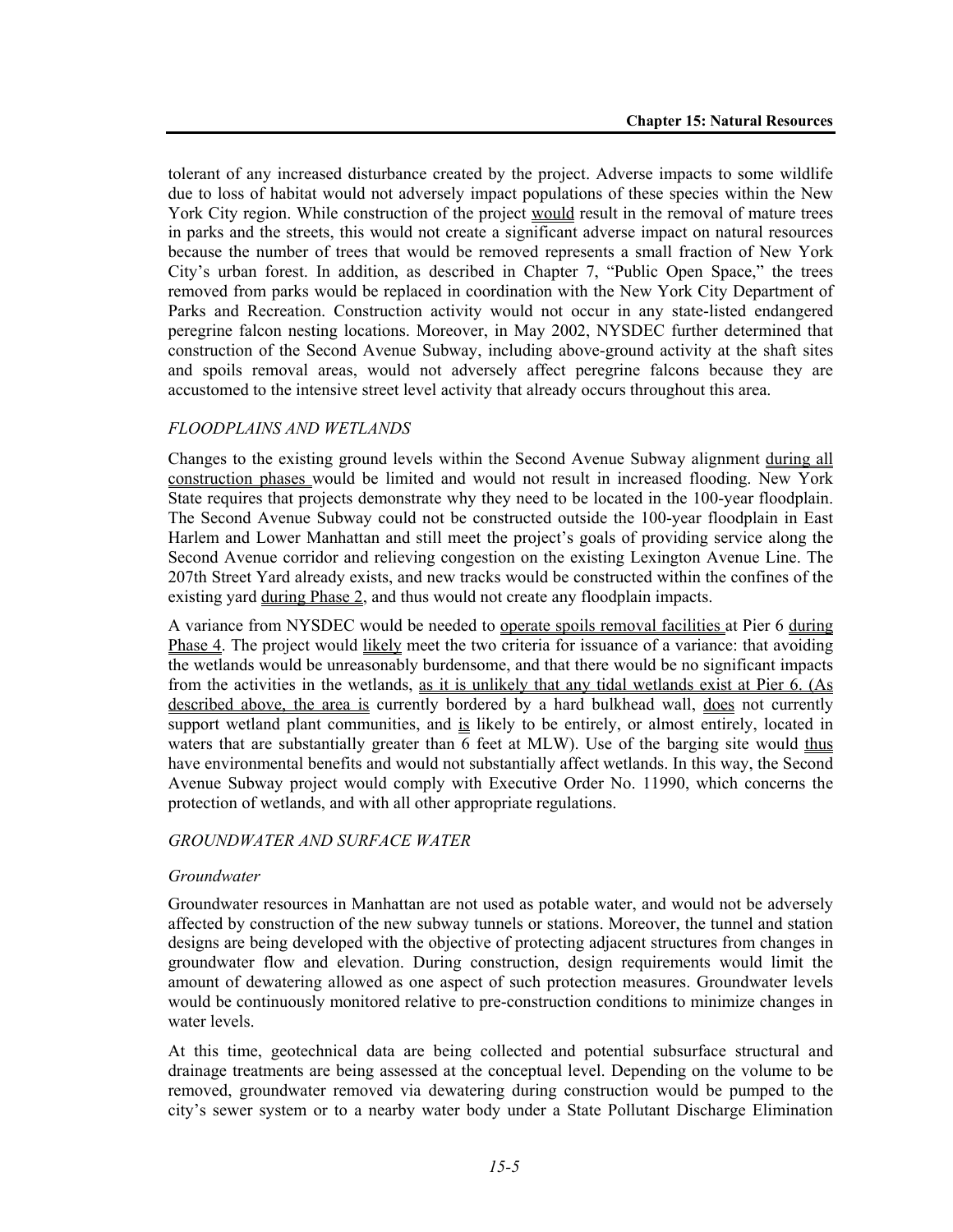tolerant of any increased disturbance created by the project. Adverse impacts to some wildlife due to loss of habitat would not adversely impact populations of these species within the New York City region. While construction of the project would result in the removal of mature trees in parks and the streets, this would not create a significant adverse impact on natural resources because the number of trees that would be removed represents a small fraction of New York City's urban forest. In addition, as described in Chapter 7, "Public Open Space," the trees removed from parks would be replaced in coordination with the New York City Department of Parks and Recreation. Construction activity would not occur in any state-listed endangered peregrine falcon nesting locations. Moreover, in May 2002, NYSDEC further determined that construction of the Second Avenue Subway, including above-ground activity at the shaft sites and spoils removal areas, would not adversely affect peregrine falcons because they are accustomed to the intensive street level activity that already occurs throughout this area.

### *FLOODPLAINS AND WETLANDS*

Changes to the existing ground levels within the Second Avenue Subway alignment during all construction phases would be limited and would not result in increased flooding. New York State requires that projects demonstrate why they need to be located in the 100-year floodplain. The Second Avenue Subway could not be constructed outside the 100-year floodplain in East Harlem and Lower Manhattan and still meet the project's goals of providing service along the Second Avenue corridor and relieving congestion on the existing Lexington Avenue Line. The 207th Street Yard already exists, and new tracks would be constructed within the confines of the existing yard during Phase 2, and thus would not create any floodplain impacts.

A variance from NYSDEC would be needed to operate spoils removal facilities at Pier 6 during Phase 4. The project would likely meet the two criteria for issuance of a variance: that avoiding the wetlands would be unreasonably burdensome, and that there would be no significant impacts from the activities in the wetlands, as it is unlikely that any tidal wetlands exist at Pier 6. (As described above, the area is currently bordered by a hard bulkhead wall, does not currently support wetland plant communities, and is likely to be entirely, or almost entirely, located in waters that are substantially greater than 6 feet at MLW). Use of the barging site would thus have environmental benefits and would not substantially affect wetlands. In this way, the Second Avenue Subway project would comply with Executive Order No. 11990, which concerns the protection of wetlands, and with all other appropriate regulations.

### *GROUNDWATER AND SURFACE WATER*

#### *Groundwater*

Groundwater resources in Manhattan are not used as potable water, and would not be adversely affected by construction of the new subway tunnels or stations. Moreover, the tunnel and station designs are being developed with the objective of protecting adjacent structures from changes in groundwater flow and elevation. During construction, design requirements would limit the amount of dewatering allowed as one aspect of such protection measures. Groundwater levels would be continuously monitored relative to pre-construction conditions to minimize changes in water levels.

At this time, geotechnical data are being collected and potential subsurface structural and drainage treatments are being assessed at the conceptual level. Depending on the volume to be removed, groundwater removed via dewatering during construction would be pumped to the city's sewer system or to a nearby water body under a State Pollutant Discharge Elimination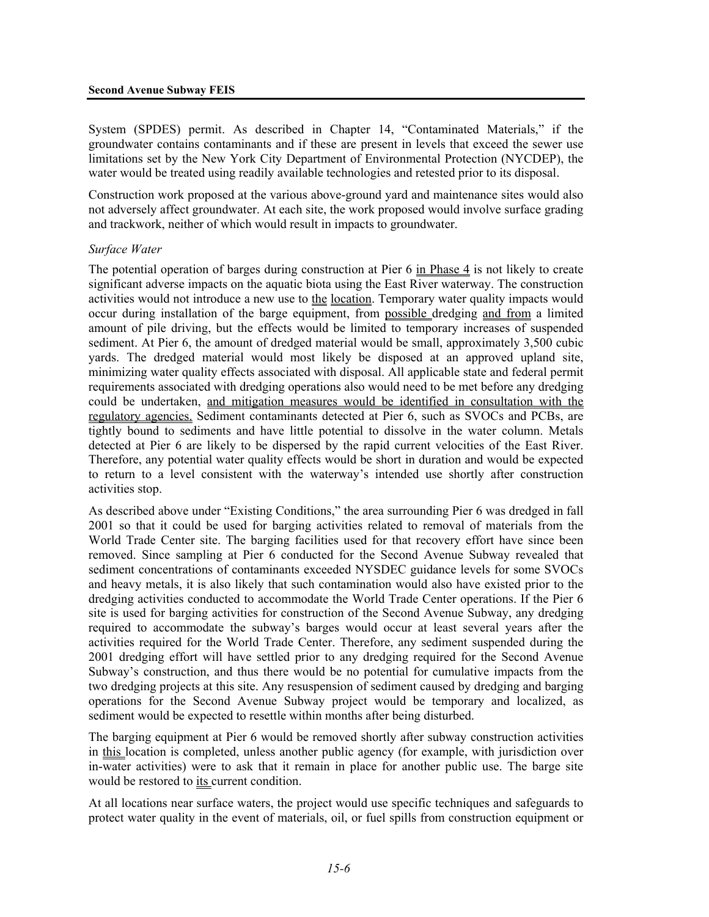System (SPDES) permit. As described in Chapter 14, "Contaminated Materials," if the groundwater contains contaminants and if these are present in levels that exceed the sewer use limitations set by the New York City Department of Environmental Protection (NYCDEP), the water would be treated using readily available technologies and retested prior to its disposal.

Construction work proposed at the various above-ground yard and maintenance sites would also not adversely affect groundwater. At each site, the work proposed would involve surface grading and trackwork, neither of which would result in impacts to groundwater.

*Surface Water*

The potential operation of barges during construction at Pier 6 in Phase 4 is not likely to create significant adverse impacts on the aquatic biota using the East River waterway. The construction activities would not introduce a new use to the location. Temporary water quality impacts would occur during installation of the barge equipment, from possible dredging and from a limited amount of pile driving, but the effects would be limited to temporary increases of suspended sediment. At Pier 6, the amount of dredged material would be small, approximately 3,500 cubic yards. The dredged material would most likely be disposed at an approved upland site, minimizing water quality effects associated with disposal. All applicable state and federal permit requirements associated with dredging operations also would need to be met before any dredging could be undertaken, and mitigation measures would be identified in consultation with the regulatory agencies. Sediment contaminants detected at Pier 6, such as SVOCs and PCBs, are tightly bound to sediments and have little potential to dissolve in the water column. Metals detected at Pier 6 are likely to be dispersed by the rapid current velocities of the East River. Therefore, any potential water quality effects would be short in duration and would be expected to return to a level consistent with the waterway's intended use shortly after construction activities stop.

As described above under "Existing Conditions," the area surrounding Pier 6 was dredged in fall 2001 so that it could be used for barging activities related to removal of materials from the World Trade Center site. The barging facilities used for that recovery effort have since been removed. Since sampling at Pier 6 conducted for the Second Avenue Subway revealed that sediment concentrations of contaminants exceeded NYSDEC guidance levels for some SVOCs and heavy metals, it is also likely that such contamination also would have existed prior to the dredging activities conducted to accommodate the World Trade Center operations. If the Pier 6 site is used for barging activities for construction of the Second Avenue Subway, any dredging required to accommodate the subway's barges would occur at least several years after the activities required for the World Trade Center. Therefore, any sediment suspended during the 2001 dredging effort will have settled prior to any dredging required for the Second Avenue Subway's construction, and thus there would be no potential for cumulative impacts from the two dredging projects at this site. Any resuspension of sediment caused by dredging and barging operations for the Second Avenue Subway project would be temporary and localized, as sediment would be expected to resettle within months after being disturbed.

The barging equipment at Pier 6 would be removed shortly after subway construction activities in this location is completed, unless another public agency (for example, with jurisdiction over in-water activities) were to ask that it remain in place for another public use. The barge site would be restored to its current condition.

At all locations near surface waters, the project would use specific techniques and safeguards to protect water quality in the event of materials, oil, or fuel spills from construction equipment or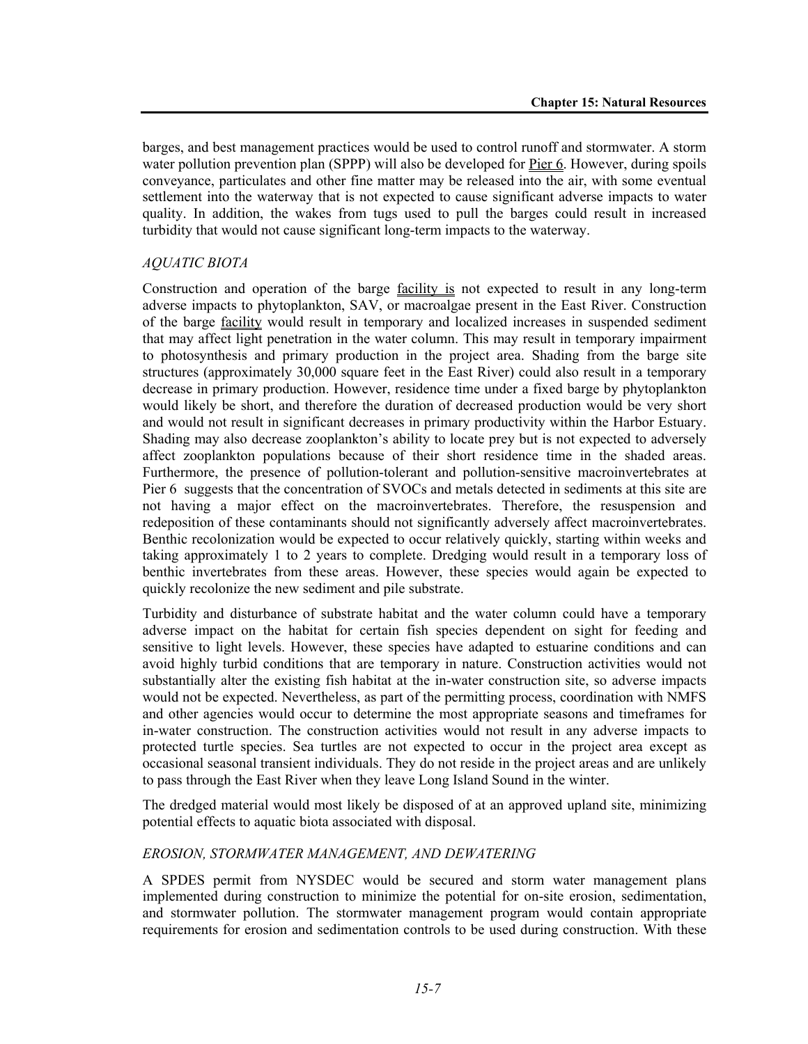barges, and best management practices would be used to control runoff and stormwater. A storm water pollution prevention plan (SPPP) will also be developed for Pier 6. However, during spoils conveyance, particulates and other fine matter may be released into the air, with some eventual settlement into the waterway that is not expected to cause significant adverse impacts to water quality. In addition, the wakes from tugs used to pull the barges could result in increased turbidity that would not cause significant long-term impacts to the waterway.

### *AQUATIC BIOTA*

Construction and operation of the barge facility is not expected to result in any long-term adverse impacts to phytoplankton, SAV, or macroalgae present in the East River. Construction of the barge facility would result in temporary and localized increases in suspended sediment that may affect light penetration in the water column. This may result in temporary impairment to photosynthesis and primary production in the project area. Shading from the barge site structures (approximately 30,000 square feet in the East River) could also result in a temporary decrease in primary production. However, residence time under a fixed barge by phytoplankton would likely be short, and therefore the duration of decreased production would be very short and would not result in significant decreases in primary productivity within the Harbor Estuary. Shading may also decrease zooplankton's ability to locate prey but is not expected to adversely affect zooplankton populations because of their short residence time in the shaded areas. Furthermore, the presence of pollution-tolerant and pollution-sensitive macroinvertebrates at Pier 6 suggests that the concentration of SVOCs and metals detected in sediments at this site are not having a major effect on the macroinvertebrates. Therefore, the resuspension and redeposition of these contaminants should not significantly adversely affect macroinvertebrates. Benthic recolonization would be expected to occur relatively quickly, starting within weeks and taking approximately 1 to 2 years to complete. Dredging would result in a temporary loss of benthic invertebrates from these areas. However, these species would again be expected to quickly recolonize the new sediment and pile substrate.

Turbidity and disturbance of substrate habitat and the water column could have a temporary adverse impact on the habitat for certain fish species dependent on sight for feeding and sensitive to light levels. However, these species have adapted to estuarine conditions and can avoid highly turbid conditions that are temporary in nature. Construction activities would not substantially alter the existing fish habitat at the in-water construction site, so adverse impacts would not be expected. Nevertheless, as part of the permitting process, coordination with NMFS and other agencies would occur to determine the most appropriate seasons and timeframes for in-water construction. The construction activities would not result in any adverse impacts to protected turtle species. Sea turtles are not expected to occur in the project area except as occasional seasonal transient individuals. They do not reside in the project areas and are unlikely to pass through the East River when they leave Long Island Sound in the winter.

The dredged material would most likely be disposed of at an approved upland site, minimizing potential effects to aquatic biota associated with disposal.

### *EROSION, STORMWATER MANAGEMENT, AND DEWATERING*

A SPDES permit from NYSDEC would be secured and storm water management plans implemented during construction to minimize the potential for on-site erosion, sedimentation, and stormwater pollution. The stormwater management program would contain appropriate requirements for erosion and sedimentation controls to be used during construction. With these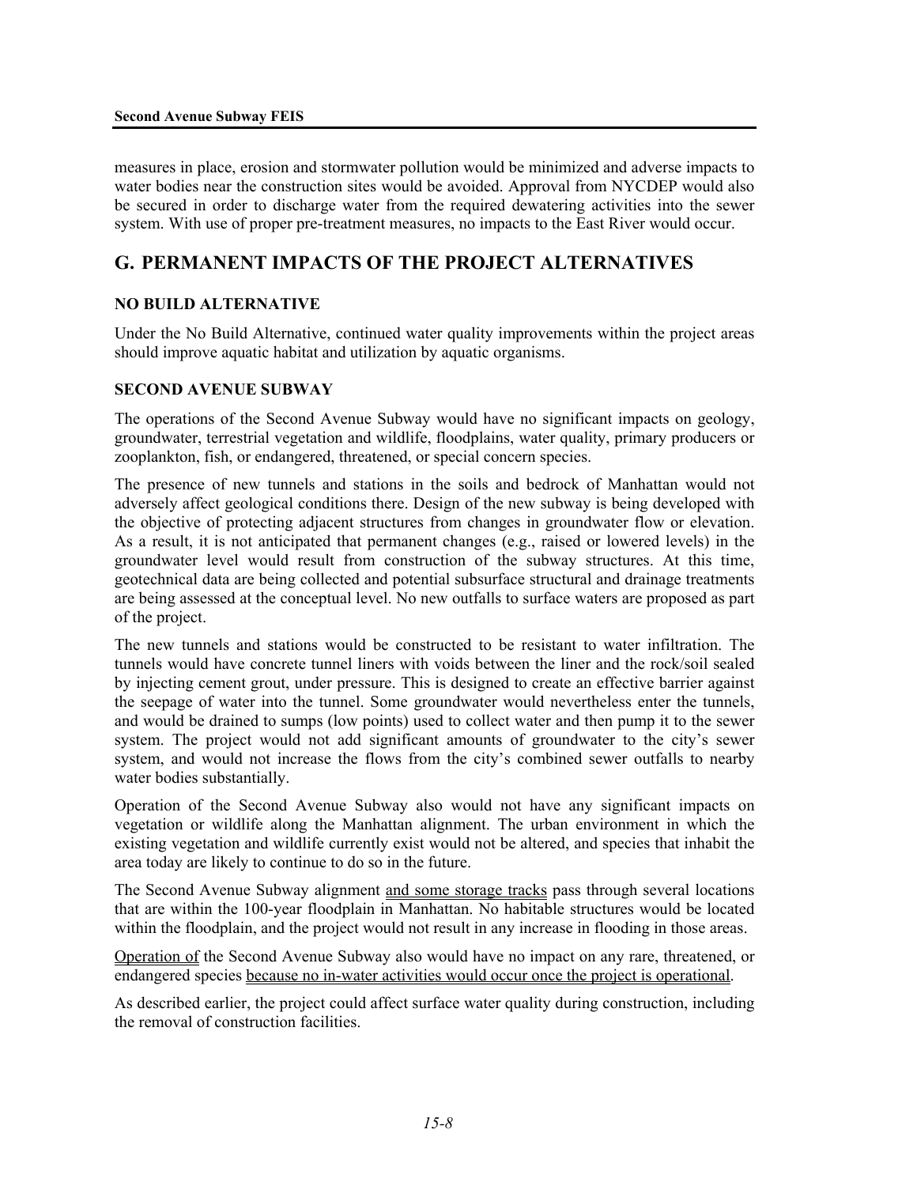measures in place, erosion and stormwater pollution would be minimized and adverse impacts to water bodies near the construction sites would be avoided. Approval from NYCDEP would also be secured in order to discharge water from the required dewatering activities into the sewer system. With use of proper pre-treatment measures, no impacts to the East River would occur.

## G. PERMANENT IMPACTS OF THE PROJECT ALTERNATIVES

### NO BUILD ALTERNATIVE

Under the No Build Alternative, continued water quality improvements within the project areas should improve aquatic habitat and utilization by aquatic organisms.

### SECOND AVENUE SUBWAY

The operations of the Second Avenue Subway would have no significant impacts on geology, groundwater, terrestrial vegetation and wildlife, floodplains, water quality, primary producers or zooplankton, fish, or endangered, threatened, or special concern species.

The presence of new tunnels and stations in the soils and bedrock of Manhattan would not adversely affect geological conditions there. Design of the new subway is being developed with the objective of protecting adjacent structures from changes in groundwater flow or elevation. As a result, it is not anticipated that permanent changes (e.g., raised or lowered levels) in the groundwater level would result from construction of the subway structures. At this time, geotechnical data are being collected and potential subsurface structural and drainage treatments are being assessed at the conceptual level. No new outfalls to surface waters are proposed as part of the project.

The new tunnels and stations would be constructed to be resistant to water infiltration. The tunnels would have concrete tunnel liners with voids between the liner and the rock/soil sealed by injecting cement grout, under pressure. This is designed to create an effective barrier against the seepage of water into the tunnel. Some groundwater would nevertheless enter the tunnels, and would be drained to sumps (low points) used to collect water and then pump it to the sewer system. The project would not add significant amounts of groundwater to the city's sewer system, and would not increase the flows from the city's combined sewer outfalls to nearby water bodies substantially.

Operation of the Second Avenue Subway also would not have any significant impacts on vegetation or wildlife along the Manhattan alignment. The urban environment in which the existing vegetation and wildlife currently exist would not be altered, and species that inhabit the area today are likely to continue to do so in the future.

The Second Avenue Subway alignment and some storage tracks pass through several locations that are within the 100-year floodplain in Manhattan. No habitable structures would be located within the floodplain, and the project would not result in any increase in flooding in those areas.

Operation of the Second Avenue Subway also would have no impact on any rare, threatened, or endangered species because no in-water activities would occur once the project is operational.

As described earlier, the project could affect surface water quality during construction, including the removal of construction facilities.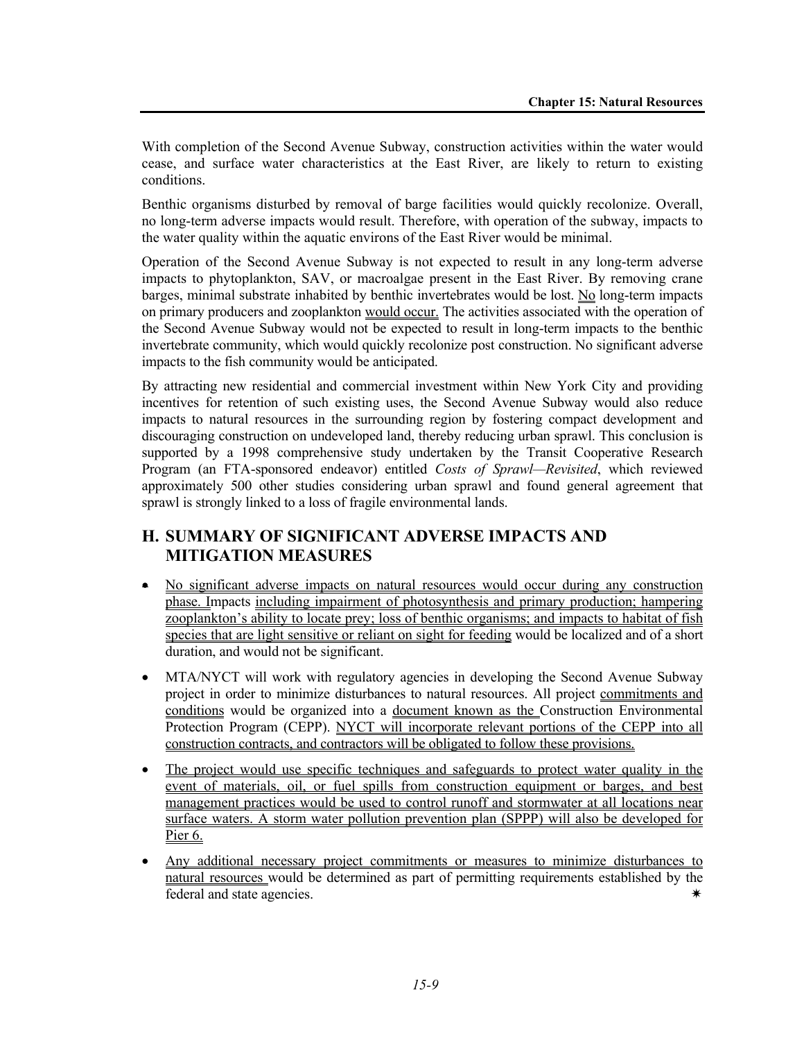With completion of the Second Avenue Subway, construction activities within the water would cease, and surface water characteristics at the East River, are likely to return to existing conditions.

Benthic organisms disturbed by removal of barge facilities would quickly recolonize. Overall, no long-term adverse impacts would result. Therefore, with operation of the subway, impacts to the water quality within the aquatic environs of the East River would be minimal.

Operation of the Second Avenue Subway is not expected to result in any long-term adverse impacts to phytoplankton, SAV, or macroalgae present in the East River. By removing crane barges, minimal substrate inhabited by benthic invertebrates would be lost. No long-term impacts on primary producers and zooplankton would occur. The activities associated with the operation of the Second Avenue Subway would not be expected to result in long-term impacts to the benthic invertebrate community, which would quickly recolonize post construction. No significant adverse impacts to the fish community would be anticipated.

By attracting new residential and commercial investment within New York City and providing incentives for retention of such existing uses, the Second Avenue Subway would also reduce impacts to natural resources in the surrounding region by fostering compact development and discouraging construction on undeveloped land, thereby reducing urban sprawl. This conclusion is supported by a 1998 comprehensive study undertaken by the Transit Cooperative Research Program (an FTA-sponsored endeavor) entitled *Costs of Sprawl—Revisited*, which reviewed approximately 500 other studies considering urban sprawl and found general agreement that sprawl is strongly linked to a loss of fragile environmental lands.

## H. SUMMARY OF SIGNIFICANT ADVERSE IMPACTS AND MITIGATION MEASURES

- No significant adverse impacts on natural resources would occur during any construction phase. Impacts including impairment of photosynthesis and primary production; hampering zooplankton's ability to locate prey; loss of benthic organisms; and impacts to habitat of fish species that are light sensitive or reliant on sight for feeding would be localized and of a short duration, and would not be significant.
- MTA/NYCT will work with regulatory agencies in developing the Second Avenue Subway project in order to minimize disturbances to natural resources. All project commitments and conditions would be organized into a document known as the Construction Environmental Protection Program (CEPP). NYCT will incorporate relevant portions of the CEPP into all construction contracts, and contractors will be obligated to follow these provisions.
- The project would use specific techniques and safeguards to protect water quality in the event of materials, oil, or fuel spills from construction equipment or barges, and best management practices would be used to control runoff and stormwater at all locations near surface waters. A storm water pollution prevention plan (SPPP) will also be developed for Pier 6.
- Any additional necessary project commitments or measures to minimize disturbances to natural resources would be determined as part of permitting requirements established by the federal and state agencies. *